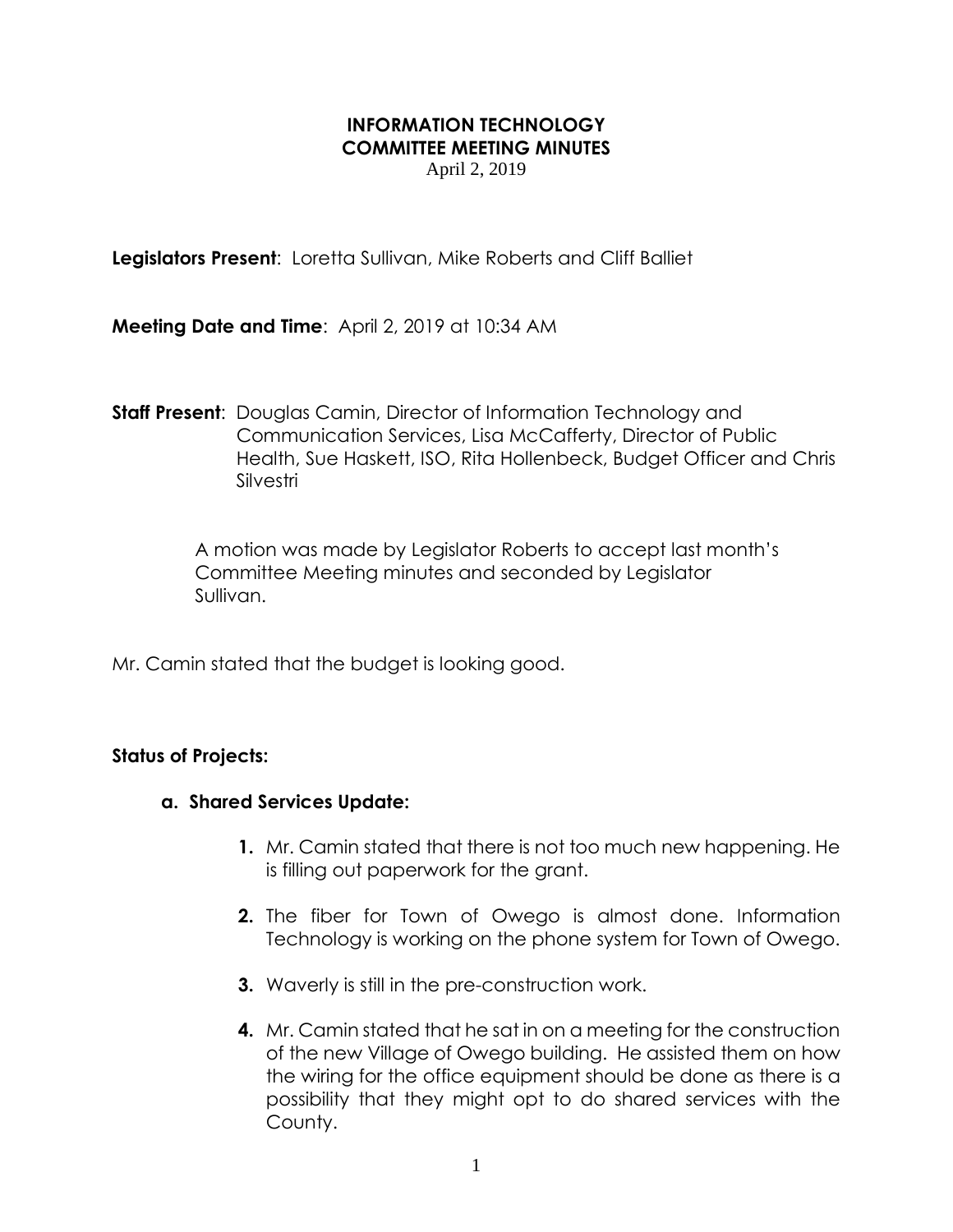# INFORMATION TECHNOLOGY
# COMMITTEE MEETING MINUTES
April 2, 2019

**Legislators Present**: Loretta Sullivan, Mike Roberts and Cliff Balliet

**Meeting Date and Time**: April 2, 2019 at 10:34 AM

**Staff Present**: Douglas Camin, Director of Information Technology and Communication Services, Lisa McCafferty, Director of Public Health, Sue Haskett, ISO, Rita Hollenbeck, Budget Officer and Chris Silvestri

A motion was made by Legislator Roberts to accept last month's Committee Meeting minutes and seconded by Legislator Sullivan.

Mr. Camin stated that the budget is looking good.

**Status of Projects:**

**a. Shared Services Update:**

1. Mr. Camin stated that there is not too much new happening. He is filling out paperwork for the grant.
2. The fiber for Town of Owego is almost done. Information Technology is working on the phone system for Town of Owego.
3. Waverly is still in the pre-construction work.
4. Mr. Camin stated that he sat in on a meeting for the construction of the new Village of Owego building. He assisted them on how the wiring for the office equipment should be done as there is a possibility that they might opt to do shared services with the County.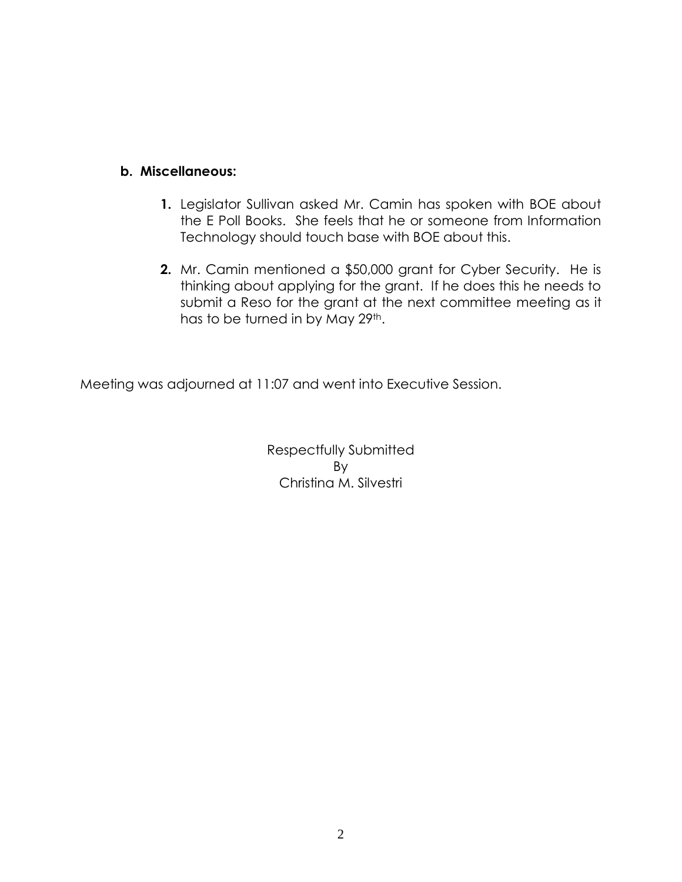**b. Miscellaneous:**

1. Legislator Sullivan asked Mr. Camin has spoken with BOE about the E Poll Books. She feels that he or someone from Information Technology should touch base with BOE about this.

2. Mr. Camin mentioned a $50,000 grant for Cyber Security. He is thinking about applying for the grant. If he does this he needs to submit a Reso for the grant at the next committee meeting as it has to be turned in by May 29th.

Meeting was adjourned at 11:07 and went into Executive Session.

Respectfully Submitted
By
Christina M. Silvestri